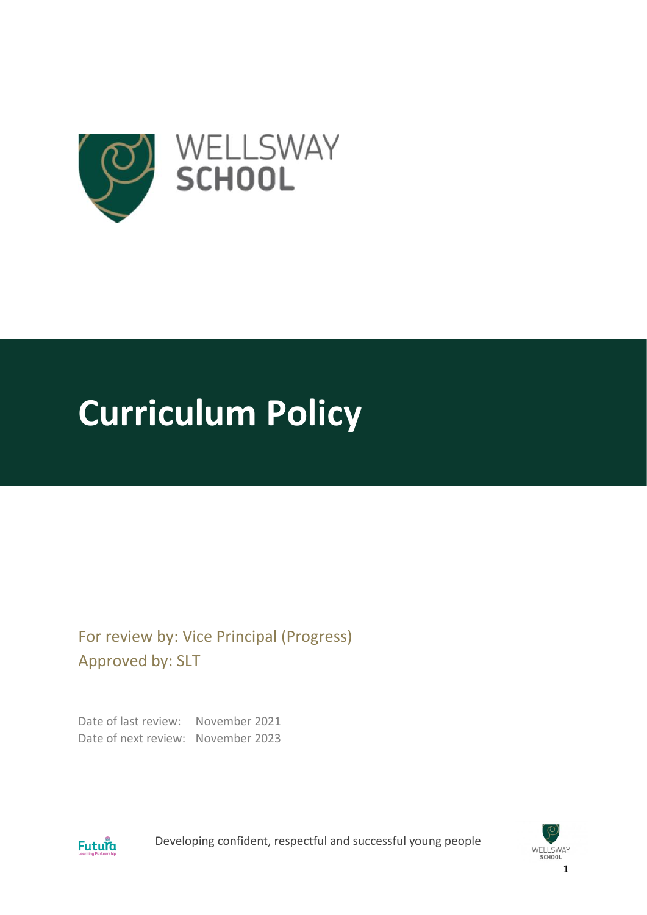WELLSWAY
SCHOOL

# Curriculum Policy

For review by: Vice Principal (Progress)
Approved by: SLT

Date of last review: November 2021
Date of next review: November 2023

Developing confident, respectful and successful young people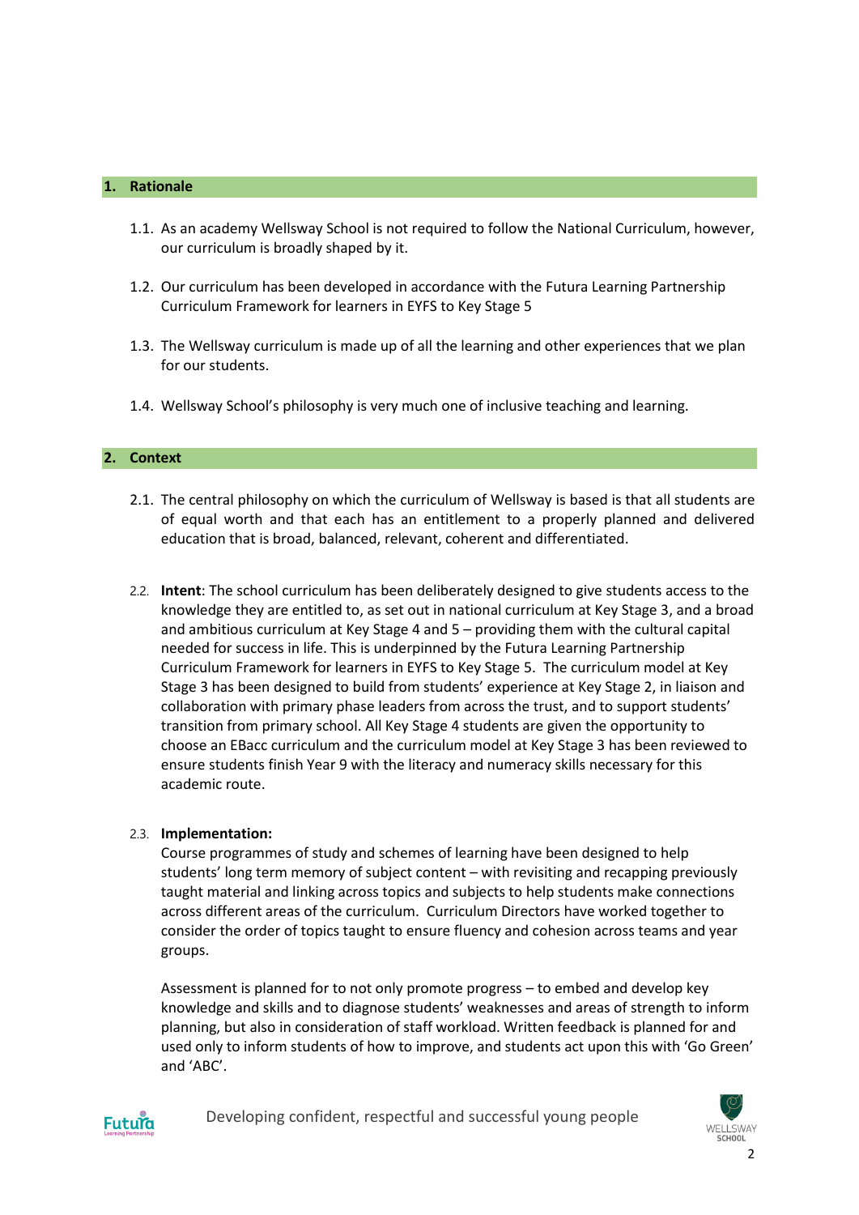## 1. Rationale

1.1. As an academy Wellsway School is not required to follow the National Curriculum, however, our curriculum is broadly shaped by it.

1.2. Our curriculum has been developed in accordance with the Futura Learning Partnership Curriculum Framework for learners in EYFS to Key Stage 5

1.3. The Wellsway curriculum is made up of all the learning and other experiences that we plan for our students.

1.4. Wellsway School's philosophy is very much one of inclusive teaching and learning.

## 2. Context

2.1. The central philosophy on which the curriculum of Wellsway is based is that all students are of equal worth and that each has an entitlement to a properly planned and delivered education that is broad, balanced, relevant, coherent and differentiated.

2.2. **Intent**: The school curriculum has been deliberately designed to give students access to the knowledge they are entitled to, as set out in national curriculum at Key Stage 3, and a broad and ambitious curriculum at Key Stage 4 and 5 – providing them with the cultural capital needed for success in life. This is underpinned by the Futura Learning Partnership Curriculum Framework for learners in EYFS to Key Stage 5. The curriculum model at Key Stage 3 has been designed to build from students' experience at Key Stage 2, in liaison and collaboration with primary phase leaders from across the trust, and to support students' transition from primary school. All Key Stage 4 students are given the opportunity to choose an EBacc curriculum and the curriculum model at Key Stage 3 has been reviewed to ensure students finish Year 9 with the literacy and numeracy skills necessary for this academic route.

2.3. **Implementation:**
Course programmes of study and schemes of learning have been designed to help students' long term memory of subject content – with revisiting and recapping previously taught material and linking across topics and subjects to help students make connections across different areas of the curriculum. Curriculum Directors have worked together to consider the order of topics taught to ensure fluency and cohesion across teams and year groups.

Assessment is planned for to not only promote progress – to embed and develop key knowledge and skills and to diagnose students' weaknesses and areas of strength to inform planning, but also in consideration of staff workload. Written feedback is planned for and used only to inform students of how to improve, and students act upon this with 'Go Green' and 'ABC'.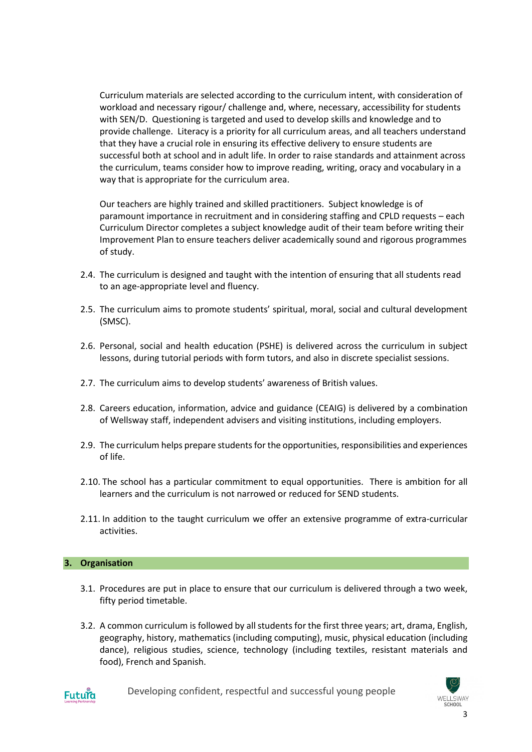Curriculum materials are selected according to the curriculum intent, with consideration of workload and necessary rigour/ challenge and, where, necessary, accessibility for students with SEN/D. Questioning is targeted and used to develop skills and knowledge and to provide challenge. Literacy is a priority for all curriculum areas, and all teachers understand that they have a crucial role in ensuring its effective delivery to ensure students are successful both at school and in adult life. In order to raise standards and attainment across the curriculum, teams consider how to improve reading, writing, oracy and vocabulary in a way that is appropriate for the curriculum area.

Our teachers are highly trained and skilled practitioners. Subject knowledge is of paramount importance in recruitment and in considering staffing and CPLD requests – each Curriculum Director completes a subject knowledge audit of their team before writing their Improvement Plan to ensure teachers deliver academically sound and rigorous programmes of study.

2.4. The curriculum is designed and taught with the intention of ensuring that all students read to an age-appropriate level and fluency.

2.5. The curriculum aims to promote students' spiritual, moral, social and cultural development (SMSC).

2.6. Personal, social and health education (PSHE) is delivered across the curriculum in subject lessons, during tutorial periods with form tutors, and also in discrete specialist sessions.

2.7. The curriculum aims to develop students' awareness of British values.

2.8. Careers education, information, advice and guidance (CEAIG) is delivered by a combination of Wellsway staff, independent advisers and visiting institutions, including employers.

2.9. The curriculum helps prepare students for the opportunities, responsibilities and experiences of life.

2.10. The school has a particular commitment to equal opportunities. There is ambition for all learners and the curriculum is not narrowed or reduced for SEND students.

2.11. In addition to the taught curriculum we offer an extensive programme of extra-curricular activities.

## 3. Organisation

3.1. Procedures are put in place to ensure that our curriculum is delivered through a two week, fifty period timetable.

3.2. A common curriculum is followed by all students for the first three years; art, drama, English, geography, history, mathematics (including computing), music, physical education (including dance), religious studies, science, technology (including textiles, resistant materials and food), French and Spanish.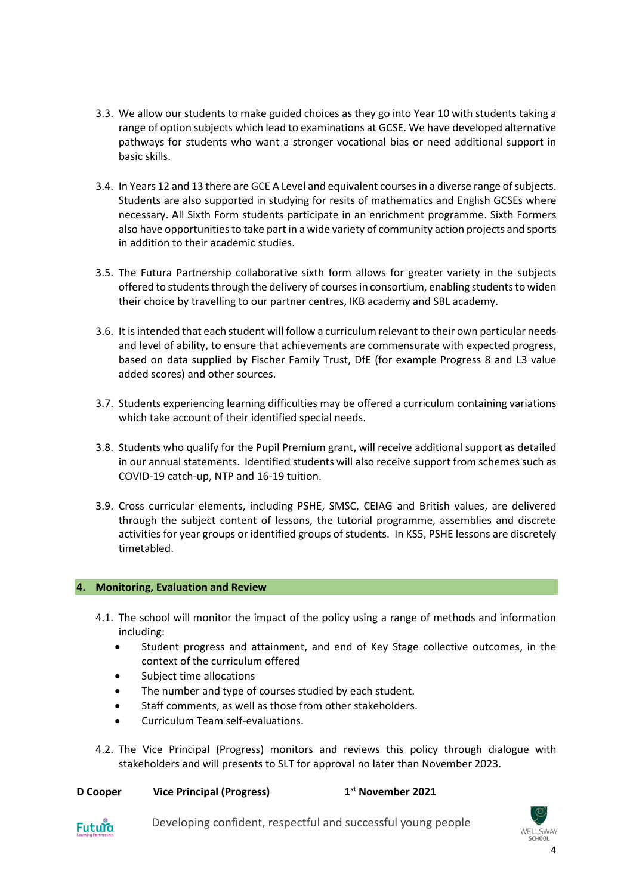3.3. We allow our students to make guided choices as they go into Year 10 with students taking a range of option subjects which lead to examinations at GCSE. We have developed alternative pathways for students who want a stronger vocational bias or need additional support in basic skills.

3.4. In Years 12 and 13 there are GCE A Level and equivalent courses in a diverse range of subjects. Students are also supported in studying for resits of mathematics and English GCSEs where necessary. All Sixth Form students participate in an enrichment programme. Sixth Formers also have opportunities to take part in a wide variety of community action projects and sports in addition to their academic studies.

3.5. The Futura Partnership collaborative sixth form allows for greater variety in the subjects offered to students through the delivery of courses in consortium, enabling students to widen their choice by travelling to our partner centres, IKB academy and SBL academy.

3.6. It is intended that each student will follow a curriculum relevant to their own particular needs and level of ability, to ensure that achievements are commensurate with expected progress, based on data supplied by Fischer Family Trust, DfE (for example Progress 8 and L3 value added scores) and other sources.

3.7. Students experiencing learning difficulties may be offered a curriculum containing variations which take account of their identified special needs.

3.8. Students who qualify for the Pupil Premium grant, will receive additional support as detailed in our annual statements. Identified students will also receive support from schemes such as COVID-19 catch-up, NTP and 16-19 tuition.

3.9. Cross curricular elements, including PSHE, SMSC, CEIAG and British values, are delivered through the subject content of lessons, the tutorial programme, assemblies and discrete activities for year groups or identified groups of students. In KS5, PSHE lessons are discretely timetabled.

## 4. Monitoring, Evaluation and Review

4.1. The school will monitor the impact of the policy using a range of methods and information including:

- Student progress and attainment, and end of Key Stage collective outcomes, in the context of the curriculum offered
- Subject time allocations
- The number and type of courses studied by each student.
- Staff comments, as well as those from other stakeholders.
- Curriculum Team self-evaluations.

4.2. The Vice Principal (Progress) monitors and reviews this policy through dialogue with stakeholders and will presents to SLT for approval no later than November 2023.

**D Cooper** **Vice Principal (Progress)** **1st November 2021**

Developing confident, respectful and successful young people